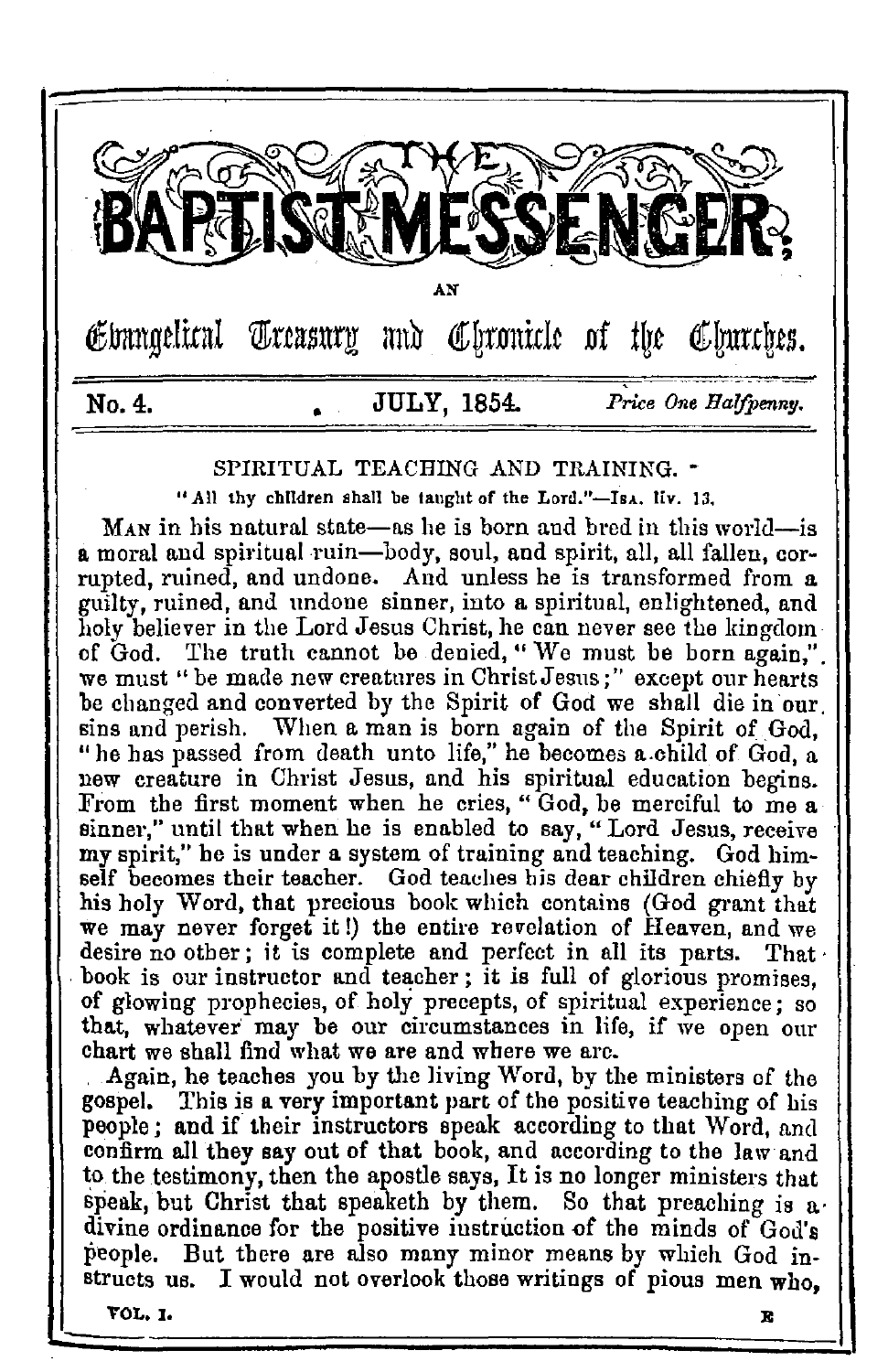# THE BAPTIST MESSENGER;

AN

Evangelical Treasury and Chronicle of the Churches.

**No. 4.** **JULY, 1854.** *Price One Halfpenny.*

## SPIRITUAL TEACHING AND TRAINING.

"All thy children shall be taught of the Lord."—ISA. liv. 13.

MAN in his natural state—as he is born and bred in this world—is a moral and spiritual ruin—body, soul, and spirit, all, all fallen, corrupted, ruined, and undone. And unless he is transformed from a guilty, ruined, and undone sinner, into a spiritual, enlightened, and holy believer in the Lord Jesus Christ, he can never see the kingdom of God. The truth cannot be denied, "We must be born again," we must "be made new creatures in Christ Jesus;" except our hearts be changed and converted by the Spirit of God we shall die in our sins and perish. When a man is born again of the Spirit of God, "he has passed from death unto life," he becomes a child of God, a new creature in Christ Jesus, and his spiritual education begins. From the first moment when he cries, "God, be merciful to me a sinner," until that when he is enabled to say, "Lord Jesus, receive my spirit," he is under a system of training and teaching. God himself becomes their teacher. God teaches his dear children chiefly by his holy Word, that precious book which contains (God grant that we may never forget it!) the entire revelation of Heaven, and we desire no other; it is complete and perfect in all its parts. That book is our instructor and teacher; it is full of glorious promises, of glowing prophecies, of holy precepts, of spiritual experience; so that, whatever may be our circumstances in life, if we open our chart we shall find what we are and where we are.

Again, he teaches you by the living Word, by the ministers of the gospel. This is a very important part of the positive teaching of his people; and if their instructors speak according to that Word, and confirm all they say out of that book, and according to the law and to the testimony, then the apostle says, It is no longer ministers that speak, but Christ that speaketh by them. So that preaching is a divine ordinance for the positive instruction of the minds of God's people. But there are also many minor means by which God instructs us. I would not overlook those writings of pious men who,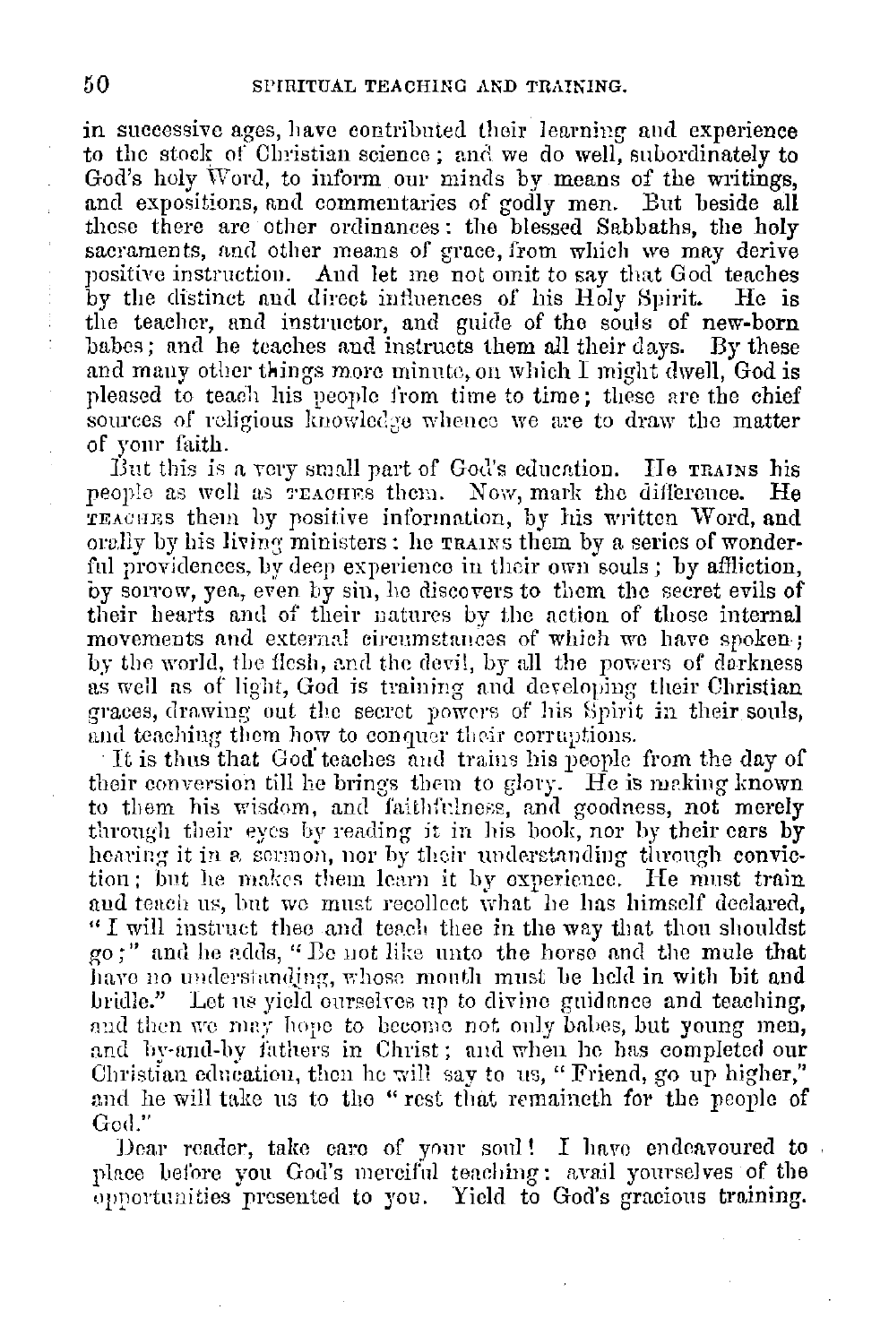in successive ages, have contributed their learning and experience to the stock of Christian science; and we do well, subordinately to God's holy Word, to inform our minds by means of the writings, and expositions, and commentaries of godly men. But beside all these there are other ordinances: the blessed Sabbaths, the holy sacraments, and other means of grace, from which we may derive positive instruction. And let me not omit to say that God teaches by the distinct and direct influences of his Holy Spirit. He is the teacher, and instructor, and guide of the souls of new-born babes; and he teaches and instructs them all their days. By these and many other things more minute, on which I might dwell, God is pleased to teach his people from time to time; these are the chief sources of religious knowledge whence we are to draw the matter of your faith.

But this is a very small part of God's education. He TRAINS his people as well as TEACHES them. Now, mark the difference. He TEACHES them by positive information, by his written Word, and orally by his living ministers: he TRAINS them by a series of wonderful providences, by deep experience in their own souls; by affliction, by sorrow, yea, even by sin, he discovers to them the secret evils of their hearts and of their natures by the action of those internal movements and external circumstances of which we have spoken; by the world, the flesh, and the devil, by all the powers of darkness as well as of light, God is training and developing their Christian graces, drawing out the secret powers of his Spirit in their souls, and teaching them how to conquer their corruptions.

It is thus that God teaches and trains his people from the day of their conversion till he brings them to glory. He is making known to them his wisdom, and faithfulness, and goodness, not merely through their eyes by reading it in his book, nor by their ears by hearing it in a sermon, nor by their understanding through conviction; but he makes them learn it by experience. He must train and teach us, but we must recollect what he has himself declared, "I will instruct thee and teach thee in the way that thou shouldst go;" and he adds, "Be not like unto the horse and the mule that have no understanding, whose mouth must be held in with bit and bridle." Let us yield ourselves up to divine guidance and teaching, and then we may hope to become not only babes, but young men, and by-and-by fathers in Christ; and when he has completed our Christian education, then he will say to us, "Friend, go up higher," and he will take us to the "rest that remaineth for the people of God."

Dear reader, take care of your soul! I have endeavoured to place before you God's merciful teaching: avail yourselves of the opportunities presented to you. Yield to God's gracious training.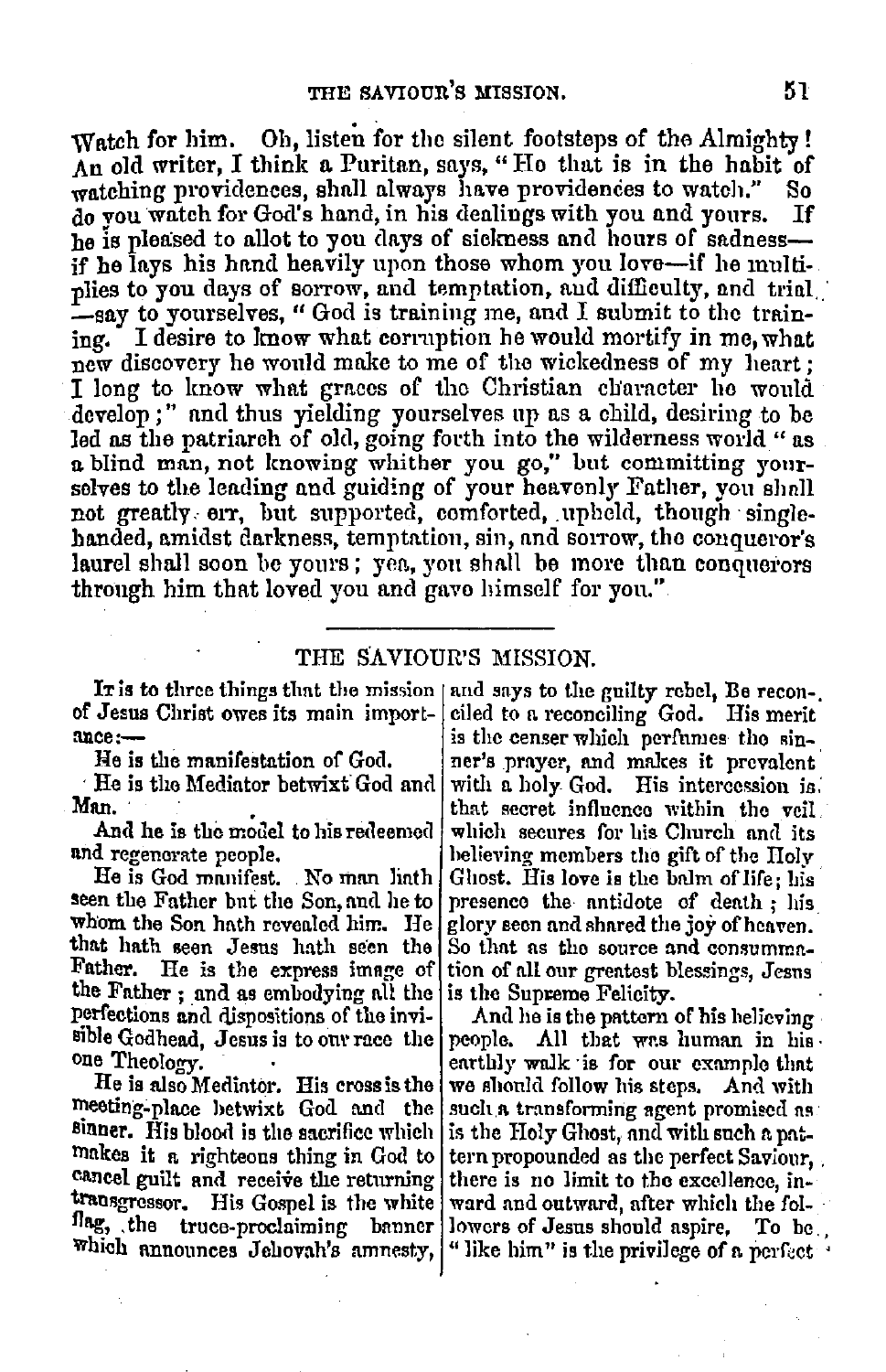Watch for him. Oh, listen for the silent footsteps of the Almighty! An old writer, I think a Puritan, says, "He that is in the habit of watching providences, shall always have providences to watch." So do you watch for God's hand, in his dealings with you and yours. If he is pleased to allot to you days of sickness and hours of sadness—if he lays his hand heavily upon those whom you love—if he multiplies to you days of sorrow, and temptation, and difficulty, and trial—say to yourselves, "God is training me, and I submit to the training. I desire to know what corruption he would mortify in me, what new discovery he would make to me of the wickedness of my heart; I long to know what graces of the Christian character he would develop;" and thus yielding yourselves up as a child, desiring to be led as the patriarch of old, going forth into the wilderness world "as a blind man, not knowing whither you go," but committing yourselves to the leading and guiding of your heavenly Father, you shall not greatly err, but supported, comforted, upheld, though single-handed, amidst darkness, temptation, sin, and sorrow, the conqueror's laurel shall soon be yours; yea, you shall be more than conquerors through him that loved you and gave himself for you."

---

## THE SAVIOUR'S MISSION.

It is to three things that the mission of Jesus Christ owes its main importance:—

He is the manifestation of God.

He is the Mediator betwixt God and Man.

And he is the model to his redeemed and regenerate people.

He is God manifest. No man hath seen the Father but the Son, and he to whom the Son hath revealed him. He that hath seen Jesus hath seen the Father. He is the express image of the Father; and as embodying all the perfections and dispositions of the invisible Godhead, Jesus is to our race the one Theology.

He is also Mediator. His cross is the meeting-place betwixt God and the sinner. His blood is the sacrifice which makes it a righteous thing in God to cancel guilt and receive the returning transgressor. His Gospel is the white flag, the truce-proclaiming banner which announces Jehovah's amnesty, and says to the guilty rebel, Be reconciled to a reconciling God. His merit is the censer which perfumes the sinner's prayer, and makes it prevalent with a holy God. His intercession is that secret influence within the veil which secures for his Church and its believing members the gift of the Holy Ghost. His love is the balm of life; his presence the antidote of death; his glory seen and shared the joy of heaven. So that as the source and consummation of all our greatest blessings, Jesus is the Supreme Felicity.

And he is the pattern of his believing people. All that was human in his earthly walk is for our example that we should follow his steps. And with such a transforming agent promised as is the Holy Ghost, and with such a pattern propounded as the perfect Saviour, there is no limit to the excellence, inward and outward, after which the followers of Jesus should aspire. To be "like him" is the privilege of a perfect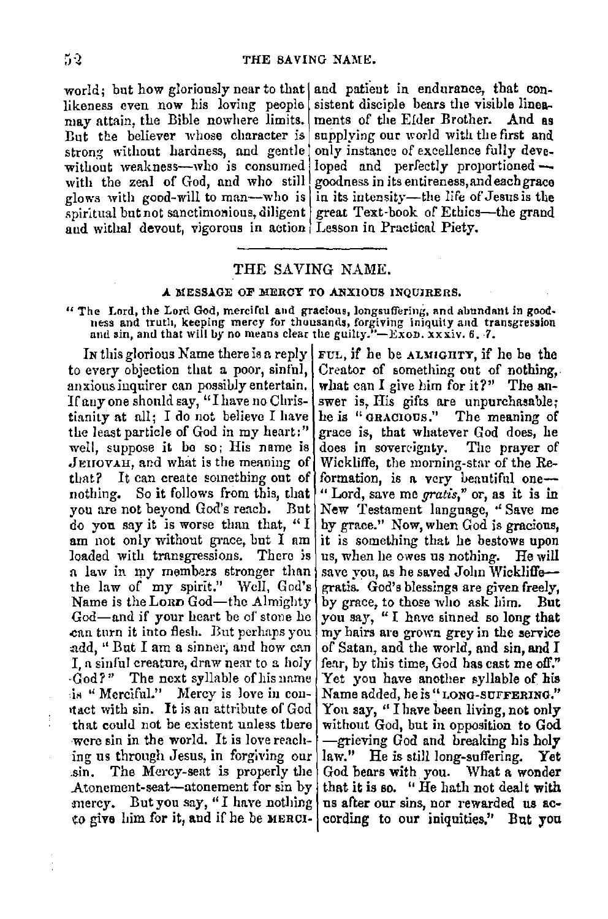world; but how gloriously near to that likeness even now his loving people may attain, the Bible nowhere limits. But the believer whose character is strong without hardness, and gentle without weakness—who is consumed with the zeal of God, and who still glows with good-will to man—who is spiritual but not sanctimonious, diligent and withal devout, vigorous in action and patient in endurance, that consistent disciple bears the visible lineaments of the Elder Brother. And as supplying our world with the first and only instance of excellence fully developed and perfectly proportioned—goodness in its entireness, and each grace in its intensity—the life of Jesus is the great Text-book of Ethics—the grand Lesson in Practical Piety.

---

## THE SAVING NAME.

### A MESSAGE OF MERCY TO ANXIOUS INQUIRERS.

"The Lord, the Lord God, merciful and gracious, longsuffering, and abundant in goodness and truth, keeping mercy for thousands, forgiving iniquity and transgression and sin, and that will by no means clear the guilty."—EXOD. xxxiv. 6, 7.

IN this glorious Name there is a reply to every objection that a poor, sinful, anxious inquirer can possibly entertain. If any one should say, "I have no Christianity at all; I do not believe I have the least particle of God in my heart:" well, suppose it be so; His name is JEHOVAH, and what is the meaning of that? It can create something out of nothing. So it follows from this, that you are not beyond God's reach. But do you say it is worse than that, "I am not only without grace, but I am loaded with transgressions. There is a law in my members stronger than the law of my spirit." Well, God's Name is the LORD God—the Almighty God—and if your heart be of stone he can turn it into flesh. But perhaps you add, "But I am a sinner, and how can I, a sinful creature, draw near to a holy God?" The next syllable of his name is "Merciful." Mercy is love in contact with sin. It is an attribute of God that could not be existent unless there were sin in the world. It is love reaching us through Jesus, in forgiving our sin. The Mercy-seat is properly the Atonement-seat—atonement for sin by mercy. But you say, "I have nothing to give him for it, and if he be MERCIFUL, if he be ALMIGHTY, if he be the Creator of something out of nothing, what can I give him for it?" The answer is, His gifts are unpurchasable; he is "GRACIOUS." The meaning of grace is, that whatever God does, he does in sovereignty. The prayer of Wickliffe, the morning-star of the Reformation, is a very beautiful one—"Lord, save me *gratis*," or, as it is in New Testament language, "Save me by grace." Now, when God is gracious, it is something that he bestows upon us, when he owes us nothing. He will save you, as he saved John Wickliffe—gratis. God's blessings are given freely, by grace, to those who ask him. But you say, "I have sinned so long that my hairs are grown grey in the service of Satan, and the world, and sin, and I fear, by this time, God has cast me off." Yet you have another syllable of his Name added, he is "LONG-SUFFERING." You say, "I have been living, not only without God, but in opposition to God—grieving God and breaking his holy law." He is still long-suffering. Yet God bears with you. What a wonder that it is so. "He hath not dealt with us after our sins, nor rewarded us according to our iniquities." But you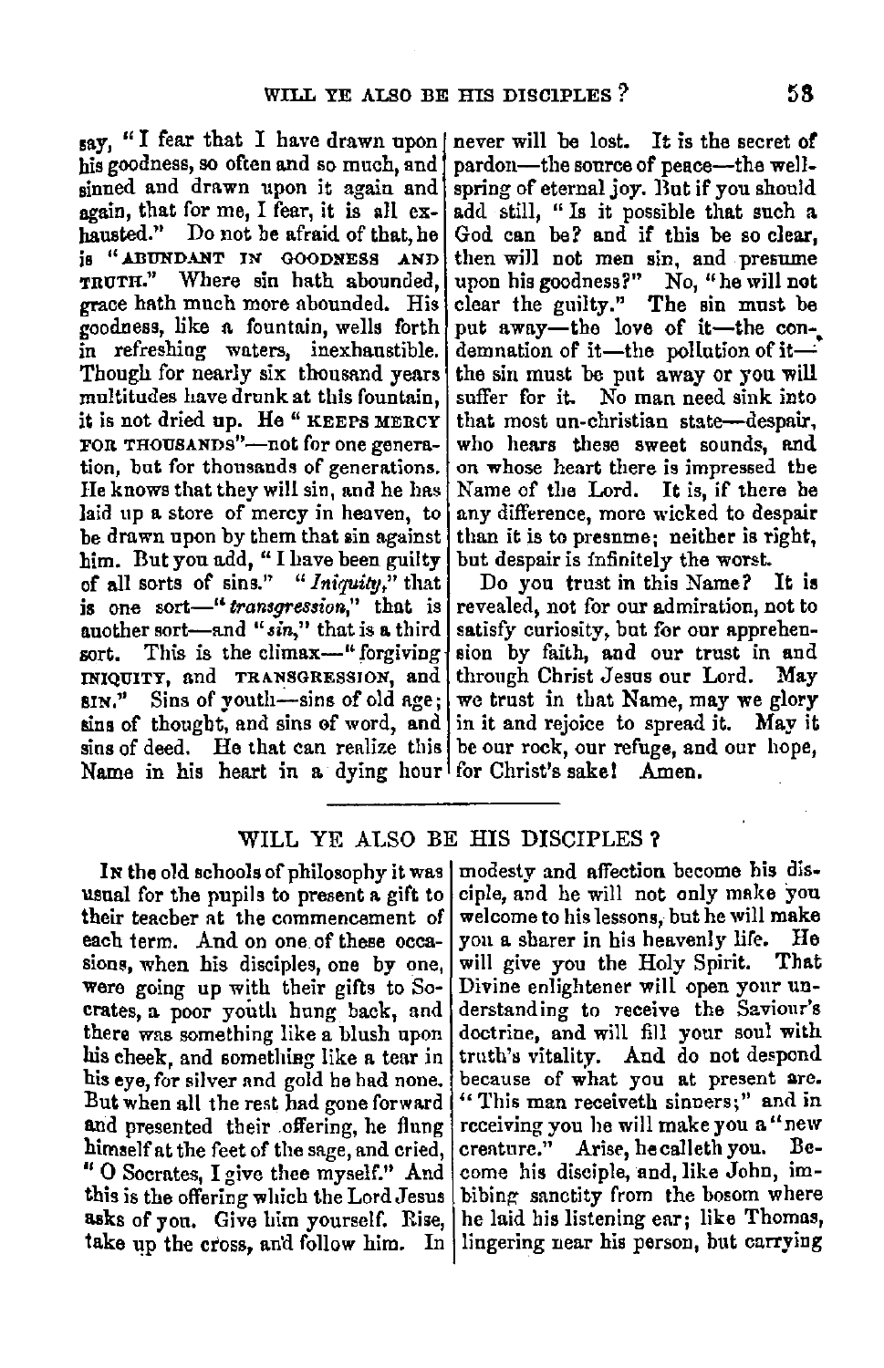say, "I fear that I have drawn upon his goodness, so often and so much, and sinned and drawn upon it again and again, that for me, I fear, it is all exhausted." Do not be afraid of that, he is "ABUNDANT IN GOODNESS AND TRUTH." Where sin hath abounded, grace hath much more abounded. His goodness, like a fountain, wells forth in refreshing waters, inexhaustible. Though for nearly six thousand years multitudes have drunk at this fountain, it is not dried up. He "KEEPS MERCY FOR THOUSANDS"—not for one generation, but for thousands of generations. He knows that they will sin, and he has laid up a store of mercy in heaven, to be drawn upon by them that sin against him. But you add, "I have been guilty of all sorts of sins." "*Iniquity*," that is one sort—"*transgression*," that is another sort—and "*sin*," that is a third sort. This is the climax—"forgiving INIQUITY, and TRANSGRESSION, and SIN." Sins of youth—sins of old age; sins of thought, and sins of word, and sins of deed. He that can realize this Name in his heart in a dying hour never will be lost. It is the secret of pardon—the source of peace—the wellspring of eternal joy. But if you should add still, "Is it possible that such a God can be? and if this be so clear, then will not men sin, and presume upon his goodness?" No, "he will not clear the guilty." The sin must be put away—the love of it—the condemnation of it—the pollution of it—the sin must be put away or you will suffer for it. No man need sink into that most un-christian state—despair, who hears these sweet sounds, and on whose heart there is impressed the Name of the Lord. It is, if there be any difference, more wicked to despair than it is to presume; neither is right, but despair is infinitely the worst.

Do you trust in this Name? It is revealed, not for our admiration, not to satisfy curiosity, but for our apprehension by faith, and our trust in and through Christ Jesus our Lord. May we trust in that Name, may we glory in it and rejoice to spread it. May it be our rock, our refuge, and our hope, for Christ's sake! Amen.

---

## WILL YE ALSO BE HIS DISCIPLES?

IN the old schools of philosophy it was usual for the pupils to present a gift to their teacher at the commencement of each term. And on one of these occasions, when his disciples, one by one, were going up with their gifts to Socrates, a poor youth hung back, and there was something like a blush upon his cheek, and something like a tear in his eye, for silver and gold he had none. But when all the rest had gone forward and presented their offering, he flung himself at the feet of the sage, and cried, "O Socrates, I give thee myself." And this is the offering which the Lord Jesus asks of you. Give him yourself. Rise, take up the cross, and follow him. In modesty and affection become his disciple, and he will not only make you welcome to his lessons, but he will make you a sharer in his heavenly life. He will give you the Holy Spirit. That Divine enlightener will open your understanding to receive the Saviour's doctrine, and will fill your soul with truth's vitality. And do not despond because of what you at present are. "This man receiveth sinners;" and in receiving you he will make you a "new creature." Arise, he calleth you. Become his disciple, and, like John, imbibing sanctity from the bosom where he laid his listening ear; like Thomas, lingering near his person, but carrying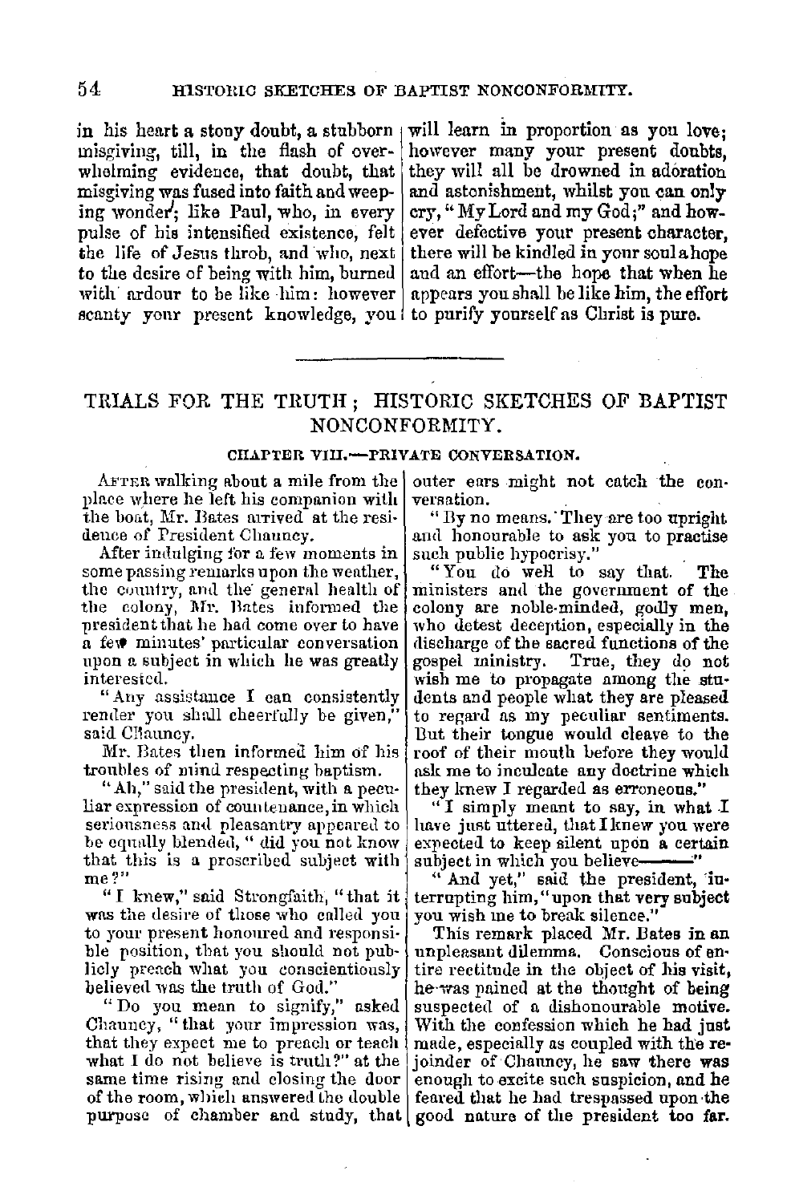in his heart a stony doubt, a stubborn misgiving, till, in the flash of overwhelming evidence, that doubt, that misgiving was fused into faith and weeping wonder; like Paul, who, in every pulse of his intensified existence, felt the life of Jesus throb, and who, next to the desire of being with him, burned with ardour to be like him: however scanty your present knowledge, you will learn in proportion as you love; however many your present doubts, they will all be drowned in adoration and astonishment, whilst you can only cry, "My Lord and my God;" and however defective your present character, there will be kindled in your soul a hope and an effort—the hope that when he appears you shall be like him, the effort to purify yourself as Christ is pure.

---

# TRIALS FOR THE TRUTH; HISTORIC SKETCHES OF BAPTIST NONCONFORMITY.

## CHAPTER VIII.—PRIVATE CONVERSATION.

After walking about a mile from the place where he left his companion with the boat, Mr. Bates arrived at the residence of President Chauncy.

After indulging for a few moments in some passing remarks upon the weather, the country, and the general health of the colony, Mr. Bates informed the president that he had come over to have a few minutes' particular conversation upon a subject in which he was greatly interested.

"Any assistance I can consistently render you shall cheerfully be given," said Chauncy.

Mr. Bates then informed him of his troubles of mind respecting baptism.

"Ah," said the president, with a peculiar expression of countenance, in which seriousness and pleasantry appeared to be equally blended, "did you not know that this is a proscribed subject with me?"

"I knew," said Strongfaith, "that it was the desire of those who called you to your present honoured and responsible position, that you should not publicly preach what you conscientiously believed was the truth of God."

"Do you mean to signify," asked Chauncy, "that your impression was, that they expect me to preach or teach what I do not believe is truth?" at the same time rising and closing the door of the room, which answered the double purpose of chamber and study, that outer ears might not catch the conversation.

"By no means. They are too upright and honourable to ask you to practise such public hypocrisy."

"You do well to say that. The ministers and the government of the colony are noble-minded, godly men, who detest deception, especially in the discharge of the sacred functions of the gospel ministry. True, they do not wish me to propagate among the students and people what they are pleased to regard as my peculiar sentiments. But their tongue would cleave to the roof of their mouth before they would ask me to inculcate any doctrine which they knew I regarded as erroneous."

"I simply meant to say, in what I have just uttered, that I knew you were expected to keep silent upon a certain subject in which you believe——"

"And yet," said the president, interrupting him, "upon that very subject you wish me to break silence."

This remark placed Mr. Bates in an unpleasant dilemma. Conscious of entire rectitude in the object of his visit, he was pained at the thought of being suspected of a dishonourable motive. With the confession which he had just made, especially as coupled with the rejoinder of Chauncy, he saw there was enough to excite such suspicion, and he feared that he had trespassed upon the good nature of the president too far.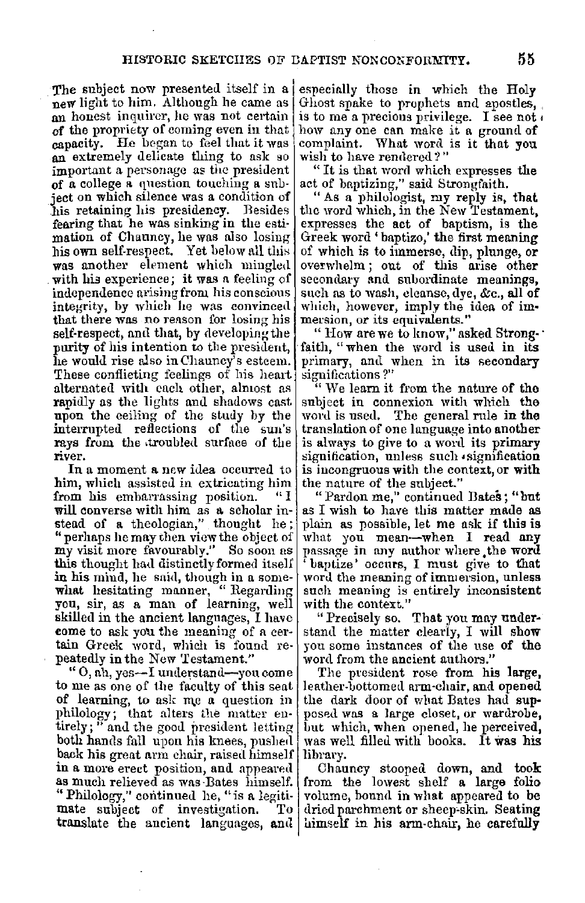The subject now presented itself in a new light to him. Although he came as an honest inquirer, he was not certain of the propriety of coming even in that capacity. He began to feel that it was an extremely delicate thing to ask so important a personage as the president of a college a question touching a subject on which silence was a condition of his retaining his presidency. Besides fearing that he was sinking in the estimation of Chauncy, he was also losing his own self-respect. Yet below all this was another element which mingled with his experience; it was a feeling of independence arising from his conscious integrity, by which he was convinced that there was no reason for losing his self-respect, and that, by developing the purity of his intention to the president, he would rise also in Chauncy's esteem. These conflicting feelings of his heart alternated with each other, almost as rapidly as the lights and shadows cast upon the ceiling of the study by the interrupted reflections of the sun's rays from the troubled surface of the river.

In a moment a new idea occurred to him, which assisted in extricating him from his embarrassing position. "I will converse with him as a scholar instead of a theologian," thought he; "perhaps he may then view the object of my visit more favourably." So soon as this thought had distinctly formed itself in his mind, he said, though in a somewhat hesitating manner, "Regarding you, sir, as a man of learning, well skilled in the ancient languages, I have come to ask you the meaning of a certain Greek word, which is found repeatedly in the New Testament."

"O, ah, yes—I understand—you come to me as one of the faculty of this seat of learning, to ask me a question in philology; that alters the matter entirely;" and the good president letting both hands fall upon his knees, pushed back his great arm chair, raised himself in a more erect position, and appeared as much relieved as was Bates himself. "Philology," continued he, "is a legitimate subject of investigation. To translate the ancient languages, and especially those in which the Holy Ghost spake to prophets and apostles, is to me a precious privilege. I see not how any one can make it a ground of complaint. What word is it that you wish to have rendered?"

"It is that word which expresses the act of baptizing," said Strongfaith.

"As a philologist, my reply is, that the word which, in the New Testament, expresses the act of baptism, is the Greek word 'baptizo,' the first meaning of which is to immerse, dip, plunge, or overwhelm; out of this arise other secondary and subordinate meanings, such as to wash, cleanse, dye, &c., all of which, however, imply the idea of immersion, or its equivalents."

"How are we to know," asked Strongfaith, "when the word is used in its primary, and when in its secondary significations?"

"We learn it from the nature of the subject in connexion with which the word is used. The general rule in the translation of one language into another is always to give to a word its primary signification, unless such signification is incongruous with the context, or with the nature of the subject."

"Pardon me," continued Bates; "but as I wish to have this matter made as plain as possible, let me ask if this is what you mean—when I read any passage in any author where the word 'baptize' occurs, I must give to that word the meaning of immersion, unless such meaning is entirely inconsistent with the context."

"Precisely so. That you may understand the matter clearly, I will show you some instances of the use of the word from the ancient authors."

The president rose from his large, leather-bottomed arm-chair, and opened the dark door of what Bates had supposed was a large closet, or wardrobe, but which, when opened, he perceived, was well filled with books. It was his library.

Chauncy stooped down, and took from the lowest shelf a large folio volume, bound in what appeared to be dried parchment or sheep-skin. Seating himself in his arm-chair, he carefully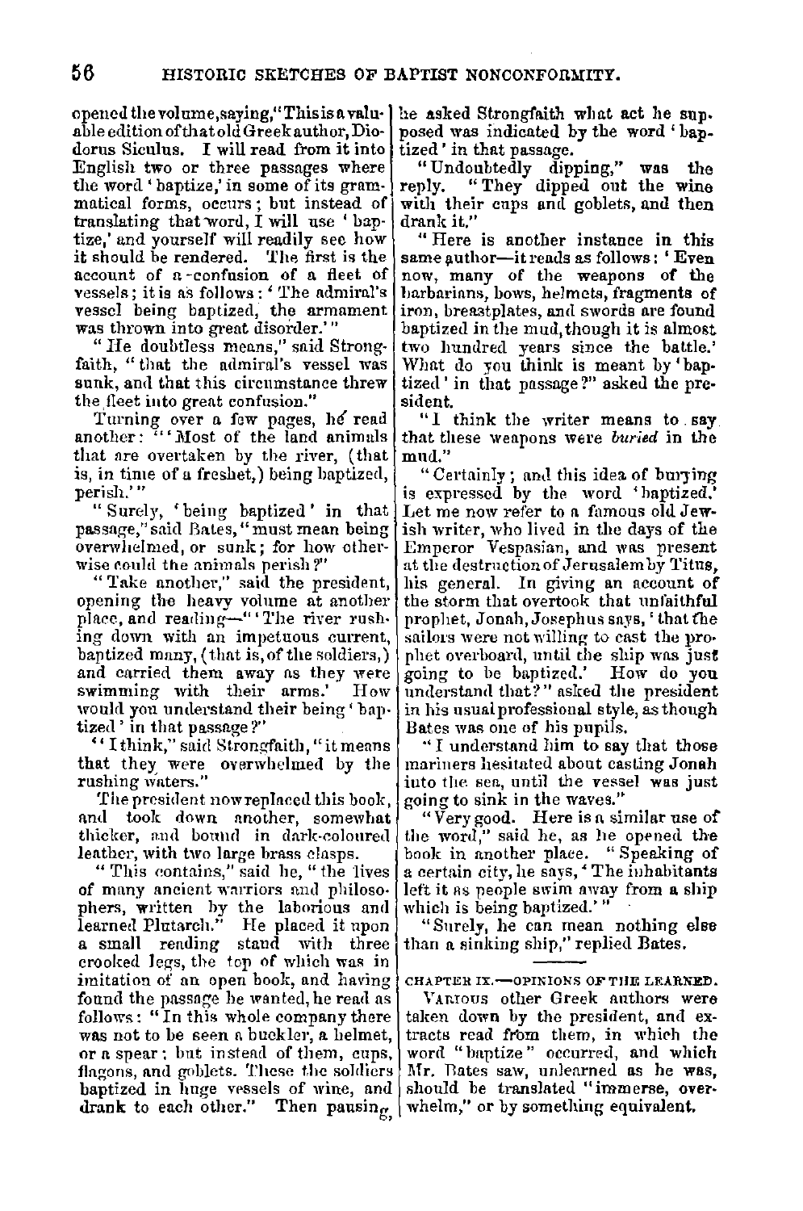opened the volume, saying, "This is a valuable edition of that old Greek author, Diodorus Siculus. I will read from it into English two or three passages where the word 'baptize,' in some of its grammatical forms, occurs; but instead of translating that word, I will use 'baptize,' and yourself will readily see how it should be rendered. The first is the account of a confusion of a fleet of vessels; it is as follows: 'The admiral's vessel being baptized, the armament was thrown into great disorder.'"

"He doubtless means," said Strongfaith, "that the admiral's vessel was sunk, and that this circumstance threw the fleet into great confusion."

Turning over a few pages, he read another: "'Most of the land animals that are overtaken by the river, (that is, in time of a freshet,) being baptized, perish.'"

"Surely, 'being baptized' in that passage," said Bates, "must mean being overwhelmed, or sunk; for how otherwise could the animals perish?"

"Take another," said the president, opening the heavy volume at another place, and reading—"'The river rushing down with an impetuous current, baptized many, (that is, of the soldiers,) and carried them away as they were swimming with their arms.' How would you understand their being 'baptized' in that passage?"

"I think," said Strongfaith, "it means that they were overwhelmed by the rushing waters."

The president now replaced this book, and took down another, somewhat thicker, and bound in dark-coloured leather, with two large brass clasps.

"This contains," said he, "the lives of many ancient warriors and philosophers, written by the laborious and learned Plutarch." He placed it upon a small reading stand with three crooked legs, the top of which was in imitation of an open book, and having found the passage he wanted, he read as follows: "In this whole company there was not to be seen a buckler, a helmet, or a spear; but instead of them, cups, flagons, and goblets. These the soldiers baptized in huge vessels of wine, and drank to each other." Then pausing, he asked Strongfaith what act he supposed was indicated by the word 'baptized' in that passage.

"Undoubtedly dipping," was the reply. "They dipped out the wine with their cups and goblets, and then drank it."

"Here is another instance in this same author—it reads as follows: 'Even now, many of the weapons of the barbarians, bows, helmets, fragments of iron, breastplates, and swords are found baptized in the mud, though it is almost two hundred years since the battle.' What do you think is meant by 'baptized' in that passage?" asked the president.

"I think the writer means to say that these weapons were *buried* in the mud."

"Certainly; and this idea of burying is expressed by the word 'baptized.' Let me now refer to a famous old Jewish writer, who lived in the days of the Emperor Vespasian, and was present at the destruction of Jerusalem by Titus, his general. In giving an account of the storm that overtook that unfaithful prophet, Jonah, Josephus says, 'that the sailors were not willing to cast the prophet overboard, until the ship was just going to be baptized.' How do you understand that?" asked the president in his usual professional style, as though Bates was one of his pupils.

"I understand him to say that those mariners hesitated about casting Jonah into the sea, until the vessel was just going to sink in the waves."

"Very good. Here is a similar use of the word," said he, as he opened the book in another place. "Speaking of a certain city, he says, 'The inhabitants left it as people swim away from a ship which is being baptized.'"

"Surely, he can mean nothing else than a sinking ship," replied Bates.

## CHAPTER IX.—OPINIONS OF THE LEARNED.

Various other Greek authors were taken down by the president, and extracts read from them, in which the word "baptize" occurred, and which Mr. Bates saw, unlearned as he was, should be translated "immerse, overwhelm," or by something equivalent.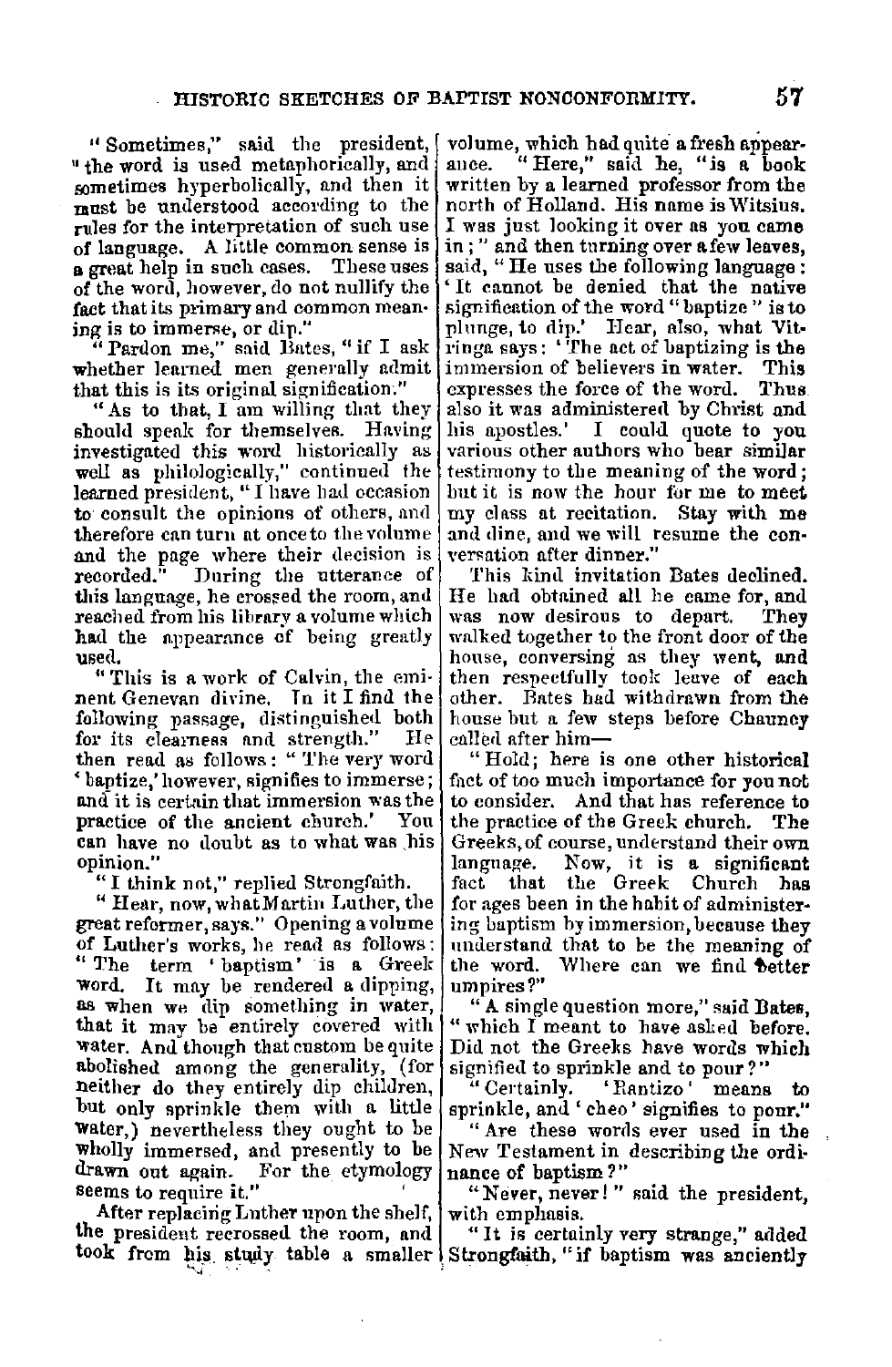"Sometimes," said the president, "the word is used metaphorically, and sometimes hyperbolically, and then it must be understood according to the rules for the interpretation of such use of language. A little common sense is a great help in such cases. These uses of the word, however, do not nullify the fact that its primary and common meaning is to immerse, or dip."

"Pardon me," said Bates, "if I ask whether learned men generally admit that this is its original signification."

"As to that, I am willing that they should speak for themselves. Having investigated this word historically as well as philologically," continued the learned president, "I have had occasion to consult the opinions of others, and therefore can turn at once to the volume and the page where their decision is recorded." During the utterance of this language, he crossed the room, and reached from his library a volume which had the appearance of being greatly used.

"This is a work of Calvin, the eminent Genevan divine. In it I find the following passage, distinguished both for its clearness and strength." He then read as follows: "The very word 'baptize,' however, signifies to immerse; and it is certain that immersion was the practice of the ancient church.' You can have no doubt as to what was his opinion."

"I think not," replied Strongfaith.

"Hear, now, what Martin Luther, the great reformer, says." Opening a volume of Luther's works, he read as follows: "The term 'baptism' is a Greek word. It may be rendered a dipping, as when we dip something in water, that it may be entirely covered with water. And though that custom be quite abolished among the generality, (for neither do they entirely dip children, but only sprinkle them with a little water,) nevertheless they ought to be wholly immersed, and presently to be drawn out again. For the etymology seems to require it."

After replacing Luther upon the shelf, the president recrossed the room, and took from his study table a smaller volume, which had quite a fresh appearance. "Here," said he, "is a book written by a learned professor from the north of Holland. His name is Witsius. I was just looking it over as you came in;" and then turning over a few leaves, said, "He uses the following language: 'It cannot be denied that the native signification of the word "baptize" is to plunge, to dip.' Hear, also, what Vitringa says: 'The act of baptizing is the immersion of believers in water. This expresses the force of the word. Thus also it was administered by Christ and his apostles.' I could quote to you various other authors who bear similar testimony to the meaning of the word; but it is now the hour for me to meet my class at recitation. Stay with me and dine, and we will resume the conversation after dinner."

This kind invitation Bates declined. He had obtained all he came for, and was now desirous to depart. They walked together to the front door of the house, conversing as they went, and then respectfully took leave of each other. Bates had withdrawn from the house but a few steps before Chauncy called after him—

"Hold; here is one other historical fact of too much importance for you not to consider. And that has reference to the practice of the Greek church. The Greeks, of course, understand their own language. Now, it is a significant fact that the Greek Church has for ages been in the habit of administering baptism by immersion, because they understand that to be the meaning of the word. Where can we find better umpires?"

"A single question more," said Bates, "which I meant to have asked before. Did not the Greeks have words which signified to sprinkle and to pour?"

"Certainly. 'Rantizo' means to sprinkle, and 'cheo' signifies to pour."

"Are these words ever used in the New Testament in describing the ordinance of baptism?"

"Never, never!" said the president, with emphasis.

"It is certainly very strange," added Strongfaith, "if baptism was anciently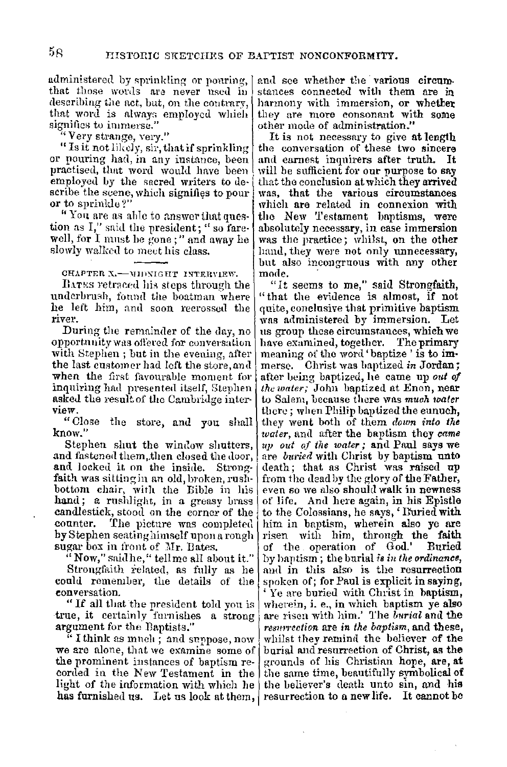administered by sprinkling or pouring, that those words are never used in describing the act, but, on the contrary, that word is always employed which signifies to immerse."

"Very strange, very."

"Is it not likely, sir, that if sprinkling or pouring had, in any instance, been practised, that word would have been employed by the sacred writers to describe the scene, which signifies to pour or to sprinkle?"

"You are as able to answer that question as I," said the president; "so farewell, for I must be gone;" and away he slowly walked to meet his class.

## CHAPTER X.—MIDNIGHT INTERVIEW.

BATES retraced his steps through the underbrush, found the boatman where he left him, and soon recrossed the river.

During the remainder of the day, no opportunity was offered for conversation with Stephen; but in the evening, after the last customer had left the store, and when the first favourable moment for inquiring had presented itself, Stephen asked the result of the Cambridge interview.

"Close the store, and you shall know."

Stephen shut the window shutters, and fastened them, then closed the door, and locked it on the inside. Strongfaith was sitting in an old, broken, rush-bottom chair, with the Bible in his hand; a rushlight, in a greasy brass candlestick, stood on the corner of the counter. The picture was completed by Stephen seating himself upon a rough sugar box in front of Mr. Bates.

"Now," said he, "tell me all about it."

Strongfaith related, as fully as he could remember, the details of the conversation.

"If all that the president told you is true, it certainly furnishes a strong argument for the Baptists."

"I think as much; and suppose, now we are alone, that we examine some of the prominent instances of baptism recorded in the New Testament in the light of the information with which he has furnished us. Let us look at them, and see whether the various circumstances connected with them are in harmony with immersion, or whether they are more consonant with some other mode of administration."

It is not necessary to give at length the conversation of these two sincere and earnest inquirers after truth. It will be sufficient for our purpose to say that the conclusion at which they arrived was, that the various circumstances which are related in connexion with the New Testament baptisms, were absolutely necessary, in case immersion was the practice; whilst, on the other hand, they were not only unnecessary, but also incongruous with any other mode.

"It seems to me," said Strongfaith, "that the evidence is almost, if not quite, conclusive that primitive baptism was administered by immersion. Let us group these circumstances, which we have examined, together. The primary meaning of the word 'baptize' is to immerse. Christ was baptized *in* Jordan; after being baptized, he came up *out of the water;* John baptized at Enon, near to Salem, because there was *much water* there; when Philip baptized the eunuch, they went both of them *down into the water*, and after the baptism they *came up out of the water;* and Paul says we are *buried* with Christ by baptism unto death; that as Christ was raised up from the dead by the glory of the Father, even so we also should walk in newness of life. And here again, in his Epistle to the Colossians, he says, 'Buried with him in baptism, wherein also ye are risen with him, through the faith of the operation of God.' Buried by baptism; the burial *is in the ordinance*, and in this also is the resurrection spoken of; for Paul is explicit in saying, 'Ye are buried with Christ in baptism, wherein, i. e., in which baptism ye also are risen with him.' The *burial* and the *resurrection* are *in the baptism*, and these, whilst they remind the believer of the burial and resurrection of Christ, as the grounds of his Christian hope, are, at the same time, beautifully symbolical of the believer's death unto sin, and his resurrection to a new life. It cannot be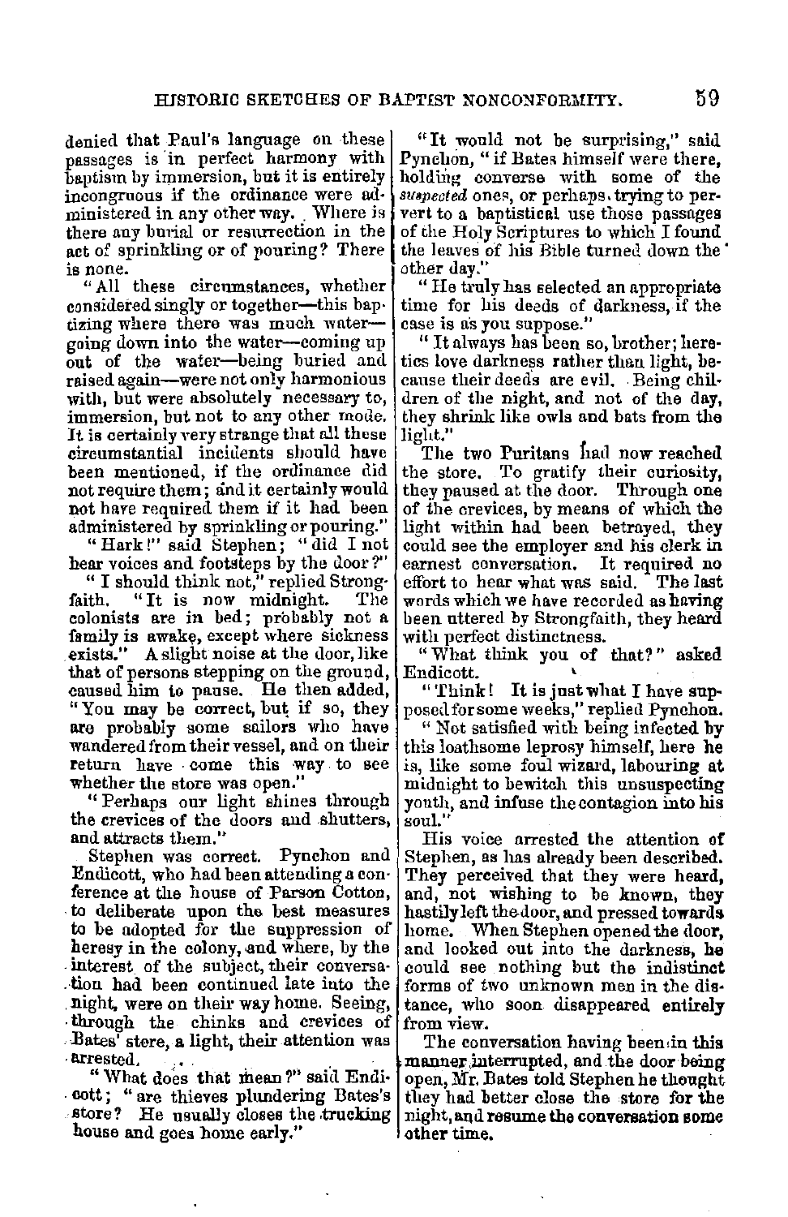denied that Paul's language on these passages is in perfect harmony with baptism by immersion, but it is entirely incongruous if the ordinance were administered in any other way. Where is there any burial or resurrection in the act of sprinkling or of pouring? There is none.

"All these circumstances, whether considered singly or together—this baptizing where there was much water—going down into the water—coming up out of the water—being buried and raised again—were not only harmonious with, but were absolutely necessary to, immersion, but not to any other mode. It is certainly very strange that all these circumstantial incidents should have been mentioned, if the ordinance did not require them; and it certainly would not have required them if it had been administered by sprinkling or pouring."

"Hark!" said Stephen; "did I not hear voices and footsteps by the door?"

"I should think not," replied Strongfaith. "It is now midnight. The colonists are in bed; probably not a family is awake, except where sickness exists." A slight noise at the door, like that of persons stepping on the ground, caused him to pause. He then added, "You may be correct, but if so, they are probably some sailors who have wandered from their vessel, and on their return have come this way to see whether the store was open."

"Perhaps our light shines through the crevices of the doors and shutters, and attracts them."

Stephen was correct. Pynchon and Endicott, who had been attending a conference at the house of Parson Cotton, to deliberate upon the best measures to be adopted for the suppression of heresy in the colony, and where, by the interest of the subject, their conversation had been continued late into the night, were on their way home. Seeing, through the chinks and crevices of Bates' store, a light, their attention was arrested.

"What does that mean?" said Endicott; "are thieves plundering Bates's store? He usually closes the trucking house and goes home early."

"It would not be surprising," said Pynchon, "if Bates himself were there, holding converse with some of the *suspected* ones, or perhaps trying to pervert to a baptistical use those passages of the Holy Scriptures to which I found the leaves of his Bible turned down the other day."

"He truly has selected an appropriate time for his deeds of darkness, if the case is as you suppose."

"It always has been so, brother; heretics love darkness rather than light, because their deeds are evil. Being children of the night, and not of the day, they shrink like owls and bats from the light."

The two Puritans had now reached the store. To gratify their curiosity, they paused at the door. Through one of the crevices, by means of which the light within had been betrayed, they could see the employer and his clerk in earnest conversation. It required no effort to hear what was said. The last words which we have recorded as having been uttered by Strongfaith, they heard with perfect distinctness.

"What think you of that?" asked Endicott.

"Think! It is just what I have supposed for some weeks," replied Pynchon.

"Not satisfied with being infected by this loathsome leprosy himself, here he is, like some foul wizard, labouring at midnight to bewitch this unsuspecting youth, and infuse the contagion into his soul."

His voice arrested the attention of Stephen, as has already been described. They perceived that they were heard, and, not wishing to be known, they hastily left the door, and pressed towards home. When Stephen opened the door, and looked out into the darkness, he could see nothing but the indistinct forms of two unknown men in the distance, who soon disappeared entirely from view.

The conversation having been in this manner interrupted, and the door being open, Mr. Bates told Stephen he thought they had better close the store for the night, and resume the conversation some other time.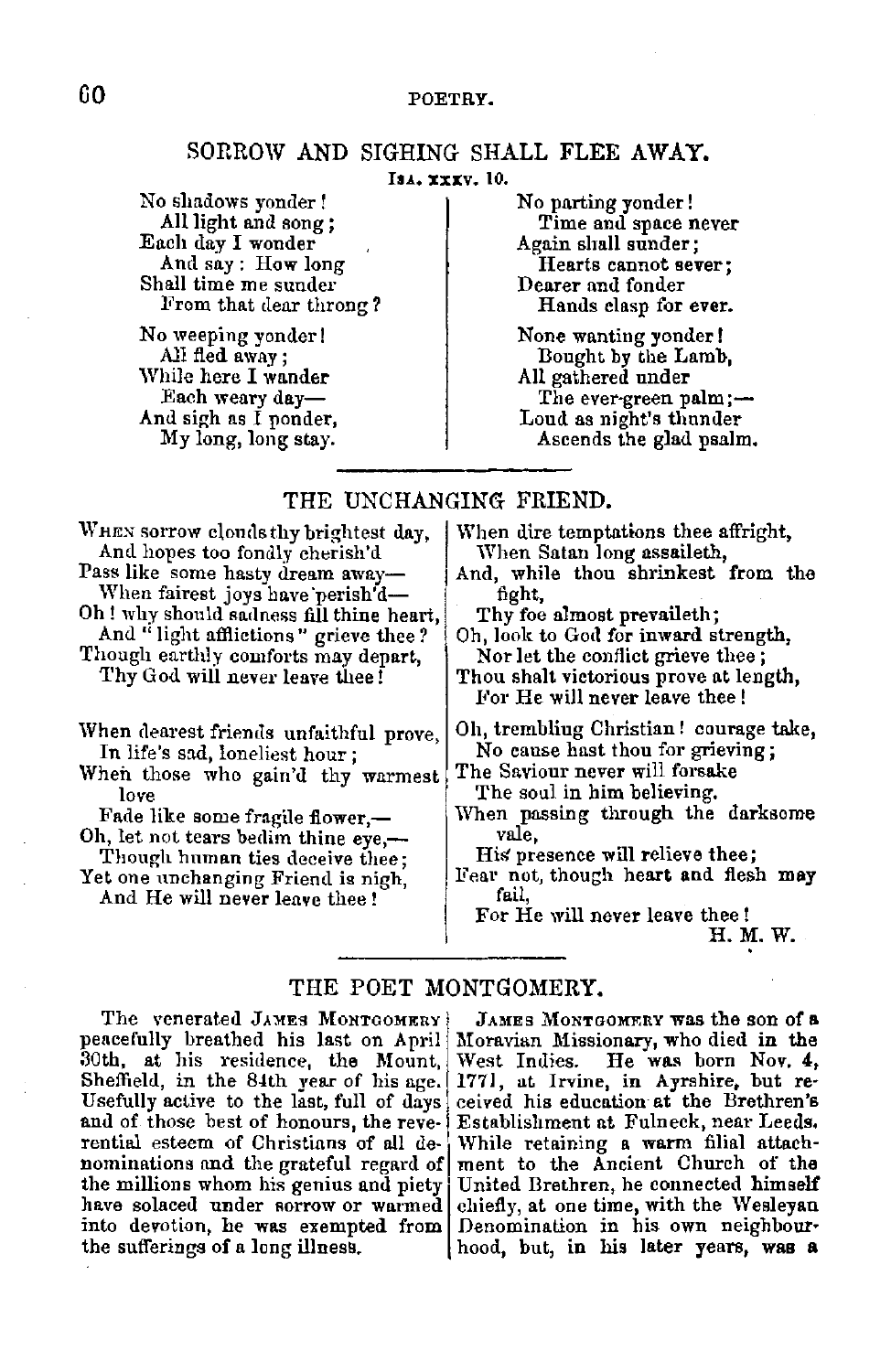## SORROW AND SIGHING SHALL FLEE AWAY.

ISA. xxxv. 10.

No shadows yonder!
All light and song;
Each day I wonder
And say: How long
Shall time me sunder
From that dear throng?

No weeping yonder!
All fled away;
While here I wander
Each weary day—
And sigh as I ponder,
My long, long stay.

No parting yonder!
Time and space never
Again shall sunder;
Hearts cannot sever;
Dearer and fonder
Hands clasp for ever.

None wanting yonder!
Bought by the Lamb,
All gathered under
The ever-green palm;—
Loud as night's thunder
Ascends the glad psalm.

## THE UNCHANGING FRIEND.

WHEN sorrow clouds thy brightest day,
And hopes too fondly cherish'd
Pass like some hasty dream away—
When fairest joys have perish'd—
Oh! why should sadness fill thine heart,
And "light afflictions" grieve thee?
Though earthly comforts may depart,
Thy God will never leave thee!

When dearest friends unfaithful prove,
In life's sad, loneliest hour;
When those who gain'd thy warmest love
Fade like some fragile flower,—
Oh, let not tears bedim thine eye,—
Though human ties deceive thee;
Yet one unchanging Friend is nigh,
And He will never leave thee!

When dire temptations thee affright,
When Satan long assaileth,
And, while thou shrinkest from the fight,
Thy foe almost prevaileth;
Oh, look to God for inward strength,
Nor let the conflict grieve thee;
Thou shalt victorious prove at length,
For He will never leave thee!

Oh, trembling Christian! courage take,
No cause hast thou for grieving;
The Saviour never will forsake
The soul in him believing.
When passing through the darksome vale,
His presence will relieve thee;
Fear not, though heart and flesh may fail,
For He will never leave thee!

H. M. W.

## THE POET MONTGOMERY.

The venerated JAMES MONTGOMERY peacefully breathed his last on April 30th, at his residence, the Mount, Sheffield, in the 84th year of his age. Usefully active to the last, full of days and of those best of honours, the reverential esteem of Christians of all denominations and the grateful regard of the millions whom his genius and piety have solaced under sorrow or warmed into devotion, he was exempted from the sufferings of a long illness.

JAMES MONTGOMERY was the son of a Moravian Missionary, who died in the West Indies. He was born Nov. 4, 1771, at Irvine, in Ayrshire, but received his education at the Brethren's Establishment at Fulneck, near Leeds. While retaining a warm filial attachment to the Ancient Church of the United Brethren, he connected himself chiefly, at one time, with the Wesleyan Denomination in his own neighbourhood, but, in his later years, was a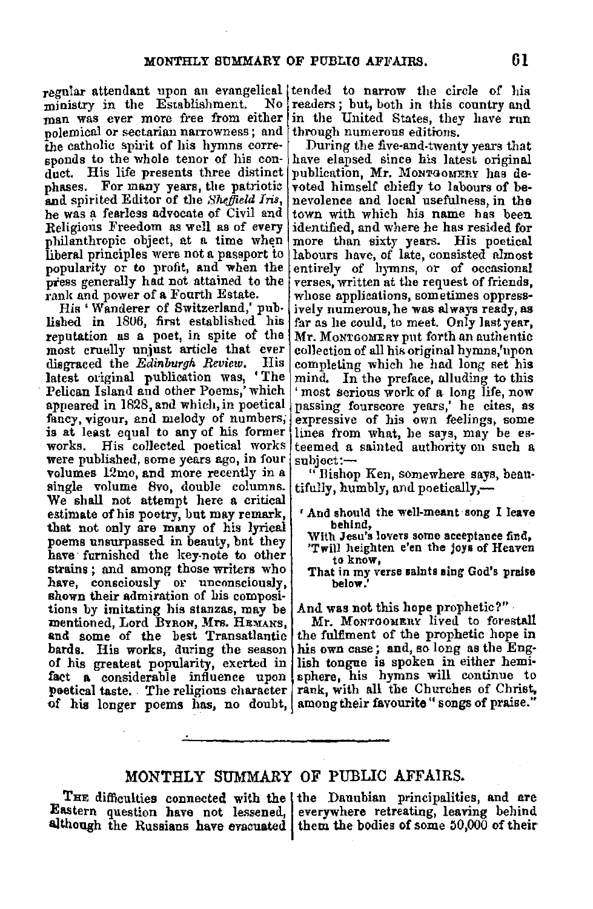regular attendant upon an evangelical ministry in the Establishment. No man was ever more free from either polemical or sectarian narrowness; and the catholic spirit of his hymns corresponds to the whole tenor of his conduct. His life presents three distinct phases. For many years, the patriotic and spirited Editor of the *Sheffield Iris*, he was a fearless advocate of Civil and Religious Freedom as well as of every philanthropic object, at a time when liberal principles were not a passport to popularity or to profit, and when the press generally had not attained to the rank and power of a Fourth Estate.

His 'Wanderer of Switzerland,' published in 1806, first established his reputation as a poet, in spite of the most cruelly unjust article that ever disgraced the *Edinburgh Review*. His latest original publication was, 'The Pelican Island and other Poems,' which appeared in 1828, and which, in poetical fancy, vigour, and melody of numbers, is at least equal to any of his former works. His collected poetical works were published, some years ago, in four volumes 12mo, and more recently in a single volume 8vo, double columns. We shall not attempt here a critical estimate of his poetry, but may remark, that not only are many of his lyrical poems unsurpassed in beauty, but they have furnished the key-note to other strains; and among those writers who have, consciously or unconsciously, shown their admiration of his compositions by imitating his stanzas, may be mentioned, Lord Byron, Mrs. Hemans, and some of the best Transatlantic bards. His works, during the season of his greatest popularity, exerted in fact a considerable influence upon poetical taste. The religious character of his longer poems has, no doubt, tended to narrow the circle of his readers; but, both in this country and in the United States, they have run through numerous editions.

During the five-and-twenty years that have elapsed since his latest original publication, Mr. Montgomery has devoted himself chiefly to labours of benevolence and local usefulness, in the town with which his name has been identified, and where he has resided for more than sixty years. His poetical labours have, of late, consisted almost entirely of hymns, or of occasional verses, written at the request of friends, whose applications, sometimes oppressively numerous, he was always ready, as far as he could, to meet. Only last year, Mr. Montgomery put forth an authentic collection of all his original hymns, upon completing which he had long set his mind. In the preface, alluding to this 'most serious work of a long life, now passing fourscore years,' he cites, as expressive of his own feelings, some lines from what, he says, may be esteemed a sainted authority on such a subject:—

"Bishop Ken, somewhere says, beautifully, humbly, and poetically,—

> 'And should the well-meant song I leave behind,
> With Jesu's lovers some acceptance find,
> 'Twill heighten e'en the joys of Heaven to know,
> That in my verse saints sing God's praise below.'

And was not this hope prophetic?"

Mr. Montgomery lived to forestall the fulfilment of the prophetic hope in his own case; and, so long as the English tongue is spoken in either hemisphere, his hymns will continue to rank, with all the Churches of Christ, among their favourite "songs of praise."

---

## MONTHLY SUMMARY OF PUBLIC AFFAIRS.

The difficulties connected with the Eastern question have not lessened, although the Russians have evacuated the Danubian principalities, and are everywhere retreating, leaving behind them the bodies of some 50,000 of their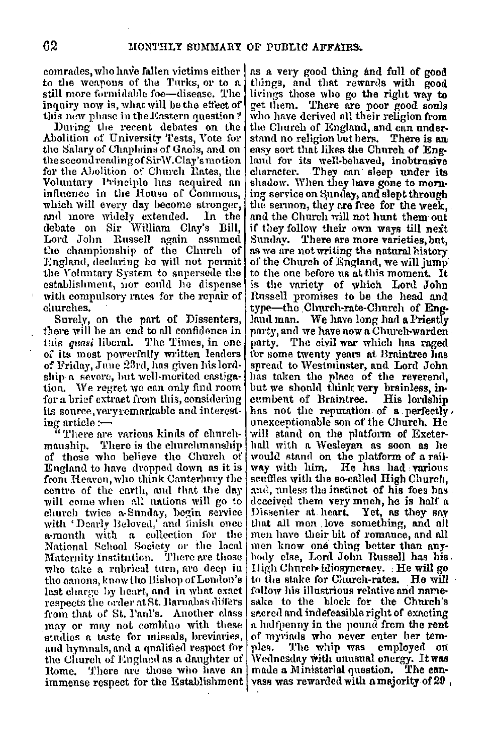comrades, who have fallen victims either to the weapons of the Turks, or to a still more formidable foe—disease. The inquiry now is, what will be the effect of this new phase in the Eastern question?

During the recent debates on the Abolition of University Tests, Vote for the Salary of Chaplains of Gaols, and on the second reading of Sir W. Clay's motion for the Abolition of Church Rates, the Voluntary Principle has acquired an influence in the House of Commons, which will every day become stronger, and more widely extended. In the debate on Sir William Clay's Bill, Lord John Russell again assumed the championship of the Church of England, declaring he will not permit the Voluntary System to supersede the establishment, nor could he dispense with compulsory rates for the repair of churches.

Surely, on the part of Dissenters, there will be an end to all confidence in this *quasi* liberal. The Times, in one of its most powerfully written leaders of Friday, June 23rd, has given his lordship a severe, but well-merited castigation. We regret we can only find room for a brief extract from this, considering its source, very remarkable and interesting article:—

"There are various kinds of churchmanship. There is the churchmanship of those who believe the Church of England to have dropped down as it is from Heaven, who think Canterbury the centre of the earth, and that the day will come when all nations will go to church twice a-Sunday, begin service with 'Dearly Beloved,' and finish once a-month with a collection for the National School Society or the local Maternity Institution. There are those who take a rubrical turn, are deep in the canons, know the Bishop of London's last charge by heart, and in what exact respects the order at St. Barnabas differs from that of St. Paul's. Another class may or may not combine with these studies a taste for missals, breviaries, and hymnals, and a qualified respect for the Church of England as a daughter of Rome. There are those who have an immense respect for the Establishment as a very good thing and full of good things, and that rewards with good livings those who go the right way to get them. There are poor good souls who have derived all their religion from the Church of England, and can understand no religion but hers. There is an easy sort that likes the Church of England for its well-behaved, inobtrusive character. They can sleep under its shadow. When they have gone to morning service on Sunday, and slept through the sermon, they are free for the week, and the Church will not hunt them out if they follow their own ways till next Sunday. There are more varieties, but, as we are not writing the natural history of the Church of England, we will jump to the one before us at this moment. It is the variety of which Lord John Russell promises to be the head and type—the Church-rate-Church of England man. We have long had a Priestly party, and we have now a Church-warden party. The civil war which has raged for some twenty years at Braintree has spread to Westminster, and Lord John has taken the place of the reverend, but we should think very brainless, incumbent of Braintree. His lordship has not the reputation of a perfectly unexceptionable son of the Church. He will stand on the platform of Exeter-hall with a Wesleyan as soon as he would stand on the platform of a railway with him. He has had various scuffles with the so-called High Church, and, unless the instinct of his foes has deceived them very much, he is half a Dissenter at heart. Yet, as they say that all men love something, and all men have their bit of romance, and all men know one thing better than anybody else, Lord John Russell has his High Church idiosyncracy. He will go to the stake for Church-rates. He will follow his illustrious relative and namesake to the block for the Church's sacred and indefeasible right of exacting a halfpenny in the pound from the rent of myriads who never enter her temples. The whip was employed on Wednesday with unusual energy. It was made a Ministerial question. The canvass was rewarded with a majority of 20,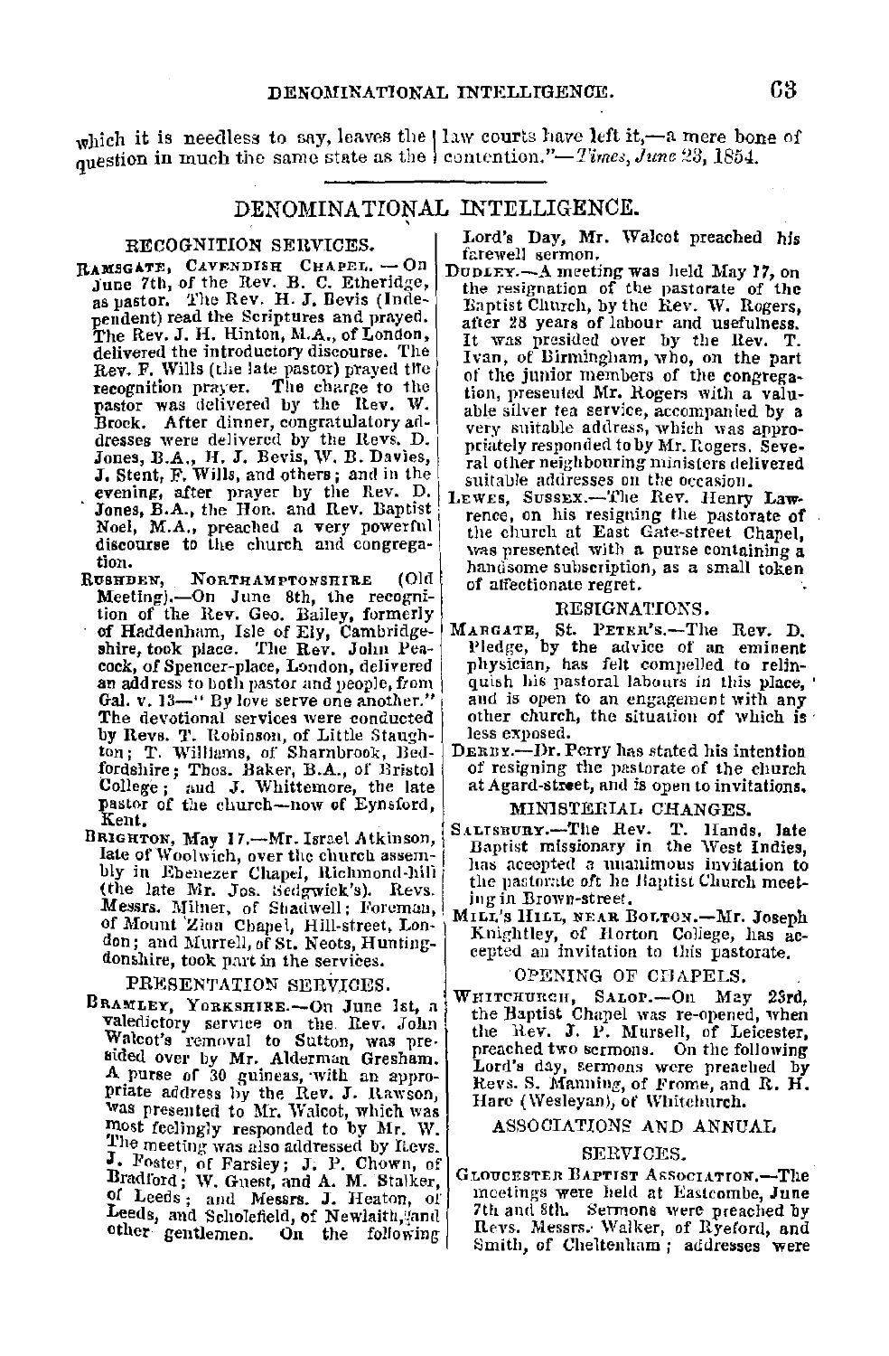which it is needless to say, leaves the question in much the same state as the law courts have left it,—a mere bone of contention."—*Times, June 23*, 1854.

## DENOMINATIONAL INTELLIGENCE.

### RECOGNITION SERVICES.

RAMSGATE, CAVENDISH CHAPEL.—On June 7th, of the Rev. B. C. Etheridge, as pastor. The Rev. H. J. Bevis (Independent) read the Scriptures and prayed. The Rev. J. H. Hinton, M.A., of London, delivered the introductory discourse. The Rev. F. Wills (the late pastor) prayed the recognition prayer. The charge to the pastor was delivered by the Rev. W. Brock. After dinner, congratulatory addresses were delivered by the Revs. D. Jones, B.A., H. J. Bevis, W. B. Davies, J. Stent, F. Wills, and others; and in the evening, after prayer by the Rev. D. Jones, B.A., the Hon. and Rev. Baptist Noel, M.A., preached a very powerful discourse to the church and congregation.

RUSHDEN, NORTHAMPTONSHIRE (Old Meeting).—On June 8th, the recognition of the Rev. Geo. Bailey, formerly of Haddenham, Isle of Ely, Cambridgeshire, took place. The Rev. John Peacock, of Spencer-place, London, delivered an address to both pastor and people, from Gal. v. 13—"By love serve one another." The devotional services were conducted by Revs. T. Robinson, of Little Staughton; T. Williams, of Sharnbrook, Bedfordshire; Thos. Baker, B.A., of Bristol College; and J. Whittemore, the late pastor of the church—now of Eynsford, Kent.

BRIGHTON, May 17.—Mr. Israel Atkinson, late of Woolwich, over the church assembly in Ebenezer Chapel, Richmond-hill (the late Mr. Jos. Sedgwick's). Revs. Messrs. Milner, of Shadwell; Foreman, of Mount Zion Chapel, Hill-street, London; and Murrell, of St. Neots, Huntingdonshire, took part in the services.

### PRESENTATION SERVICES.

BRAMLEY, YORKSHIRE.—On June 1st, a valedictory service on the Rev. John Walcot's removal to Sutton, was presided over by Mr. Alderman Gresham. A purse of 30 guineas, with an appropriate address by the Rev. J. Rawson, was presented to Mr. Walcot, which was most feelingly responded to by Mr. W. The meeting was also addressed by Revs. J. Foster, of Farsley; J. P. Chown, of Bradford; W. Guest, and A. M. Stalker, of Leeds; and Messrs. J. Heaton, of Leeds, and Scholefield, of Newlaith, and other gentlemen. On the following Lord's Day, Mr. Walcot preached *his* farewell sermon.

DUDLEY.—A meeting was held May 17, on the resignation of the pastorate of the Baptist Church, by the Rev. W. Rogers, after 28 years of labour and usefulness. It was presided over by the Rev. T. Ivan, of Birmingham, who, on the part of the junior members of the congregation, presented Mr. Rogers with a valuable silver tea service, accompanied by a very suitable address, which was appropriately responded to by Mr. Rogers. Several other neighbouring ministers delivered suitable addresses on the occasion.

LEWES, SUSSEX.—The Rev. Henry Lawrence, on his resigning the pastorate of the church at East Gate-street Chapel, was presented with a purse containing a handsome subscription, as a small token of affectionate regret.

### RESIGNATIONS.

MARGATE, ST. PETER'S.—The Rev. D. Pledge, by the advice of an eminent physician, has felt compelled to relinquish his pastoral labours in this place, and is open to an engagement with any other church, the situation of which is less exposed.

DERBY.—Dr. Perry has stated his intention of resigning the pastorate of the church at Agard-street, and is open to invitations.

### MINISTERIAL CHANGES.

SALISBURY.—The Rev. T. Hands, late Baptist missionary in the West Indies, has accepted a unanimous invitation to the pastorate oft he Baptist Church meeting in Brown-street.

MILL'S HILL, NEAR BOLTON.—Mr. Joseph Knightley, of Horton College, has accepted an invitation to this pastorate.

### OPENING OF CHAPELS.

WHITCHURCH, SALOP.—On May 23rd, the Baptist Chapel was re-opened, when the Rev. J. P. Mursell, of Leicester, preached two sermons. On the following Lord's day, sermons were preached by Revs. S. Manning, of Frome, and R. H. Hare (Wesleyan), of Whitchurch.

### ASSOCIATIONS AND ANNUAL SERVICES.

GLOUCESTER BAPTIST ASSOCIATION.—The meetings were held at Eastcombe, June 7th and 8th. Sermons were preached by Revs. Messrs. Walker, of Ryeford, and Smith, of Cheltenham; addresses were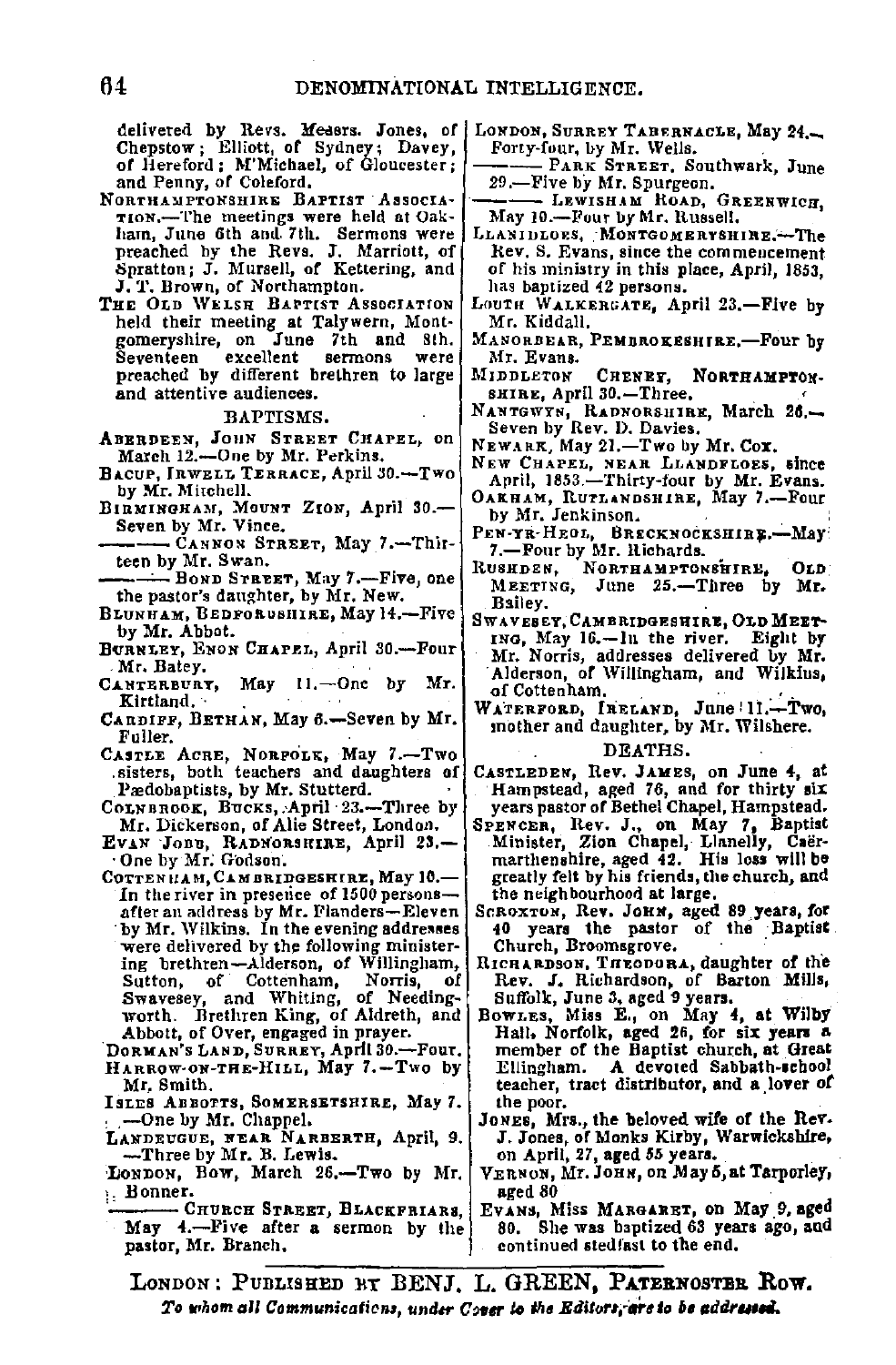delivered by Revs. Messrs. Jones, of Chepstow; Elliott, of Sydney; Davey, of Hereford; M'Michael, of Gloucester; and Penny, of Coleford.

NORTHAMPTONSHIRE BAPTIST ASSOCIATION.—The meetings were held at Oakham, June 6th and 7th. Sermons were preached by the Revs. J. Marriott, of Spratton; J. Mursell, of Kettering, and J. T. Brown, of Northampton.

THE OLD WELSH BAPTIST ASSOCIATION held their meeting at Talywern, Montgomeryshire, on June 7th and 8th. Seventeen excellent sermons were preached by different brethren to large and attentive audiences.

## BAPTISMS.

ABERDEEN, JOHN STREET CHAPEL, on March 12.—One by Mr. Perkins.

BACUP, IRWELL TERRACE, April 30.—Two by Mr. Mitchell.

BIRMINGHAM, MOUNT ZION, April 30.—Seven by Mr. Vince.

——— CANNON STREET, May 7.—Thirteen by Mr. Swan.

——— BOND STREET, May 7.—Five, one the pastor's daughter, by Mr. New.

BLUNHAM, BEDFORDSHIRE, May 14.—Five by Mr. Abbot.

BURNLEY, ENON CHAPEL, April 30.—Four Mr. Batey.

CANTERBURY, May 11.—One by Mr. Kirtland.

CARDIFF, BETHAN, May 6.—Seven by Mr. Fuller.

CASTLE ACRE, NORFOLK, May 7.—Two sisters, both teachers and daughters of Pædobaptists, by Mr. Stutterd.

COLNBROOK, BUCKS, April 23.—Three by Mr. Dickerson, of Alie Street, London.

EVAN JOBB, RADNORSHIRE, April 23.—One by Mr. Godson.

COTTENHAM, CAMBRIDGESHIRE, May 10.—In the river in presence of 1500 persons—after an address by Mr. Flanders—Eleven by Mr. Wilkins. In the evening addresses were delivered by the following ministering brethren—Alderson, of Willingham, Sutton, of Cottenham, Norris, of Swavesey, and Whiting, of Needingworth. Brethren King, of Aldreth, and Abbott, of Over, engaged in prayer.

DORMAN'S LAND, SURREY, April 30.—Four.

HARROW-ON-THE-HILL, May 7.—Two by Mr. Smith.

ISLES ABBOTTS, SOMERSETSHIRE, May 7.—One by Mr. Chappel.

LANDEUGUE, NEAR NARBERTH, April, 9.—Three by Mr. B. Lewis.

LONDON, BOW, March 26.—Two by Mr. Bonner.

——— CHURCH STREET, BLACKFRIARS, May 4.—Five after a sermon by the pastor, Mr. Branch.

LONDON, SURREY TABERNACLE, May 24.—Forty-four, by Mr. Wells.

——— PARK STREET, Southwark, June 29.—Five by Mr. Spurgeon.

——— LEWISHAM ROAD, GREENWICH, May 10.—Four by Mr. Russell.

LLANIDLOES, MONTGOMERYSHIRE.—The Rev. S. Evans, since the commencement of his ministry in this place, April, 1853, has baptized 42 persons.

LOUTH WALKERGATE, April 23.—Five by Mr. Kiddall.

MANORBEAR, PEMBROKESHIRE.—Four by Mr. Evans.

MIDDLETON CHENEY, NORTHAMPTONSHIRE, April 30.—Three.

NANTGWYN, RADNORSHIRE, March 26.—Seven by Rev. D. Davies.

NEWARK, May 21.—Two by Mr. Cox.

NEW CHAPEL, NEAR LLANDFLOES, since April, 1853.—Thirty-four by Mr. Evans.

OAKHAM, RUTLANDSHIRE, May 7.—Four by Mr. Jenkinson.

PEN-YR-HEOL, BRECKNOCKSHIRE.—May 7.—Four by Mr. Richards.

RUSHDEN, NORTHAMPTONSHIRE, OLD MEETING, June 25.—Three by Mr. Bailey.

SWAVESEY, CAMBRIDGESHIRE, OLD MEETING, May 16.—In the river. Eight by Mr. Norris, addresses delivered by Mr. Alderson, of Willingham, and Wilkins, of Cottenham.

WATERFORD, IRELAND, June 11.—Two, mother and daughter, by Mr. Wilshere.

## DEATHS.

CASTLEDEN, Rev. JAMES, on June 4, at Hampstead, aged 76, and for thirty six years pastor of Bethel Chapel, Hampstead.

SPENCER, Rev. J., on May 7, Baptist Minister, Zion Chapel, Llanelly, Caermarthenshire, aged 42. His loss will be greatly felt by his friends, the church, and the neighbourhood at large.

SCROXTON, Rev. JOHN, aged 89 years, for 40 years the pastor of the Baptist Church, Broomsgrove.

RICHARDSON, THEODORA, daughter of the Rev. J. Richardson, of Barton Mills, Suffolk, June 3, aged 9 years.

BOWLES, Miss E., on May 4, at Wilby Hall, Norfolk, aged 26, for six years a member of the Baptist church, at Great Ellingham. A devoted Sabbath-school teacher, tract distributor, and a lover of the poor.

JONES, Mrs., the beloved wife of the Rev. J. Jones, of Monks Kirby, Warwickshire, on April, 27, aged 55 years.

VERNON, Mr. JOHN, on May 5, at Tarporley, aged 80

EVANS, Miss MARGARET, on May 9, aged 80. She was baptized 63 years ago, and continued stedfast to the end.

---

LONDON: PUBLISHED BY BENJ. L. GREEN, PATERNOSTER ROW.

*To whom all Communications, under Cover to the Editors, are to be addressed.*